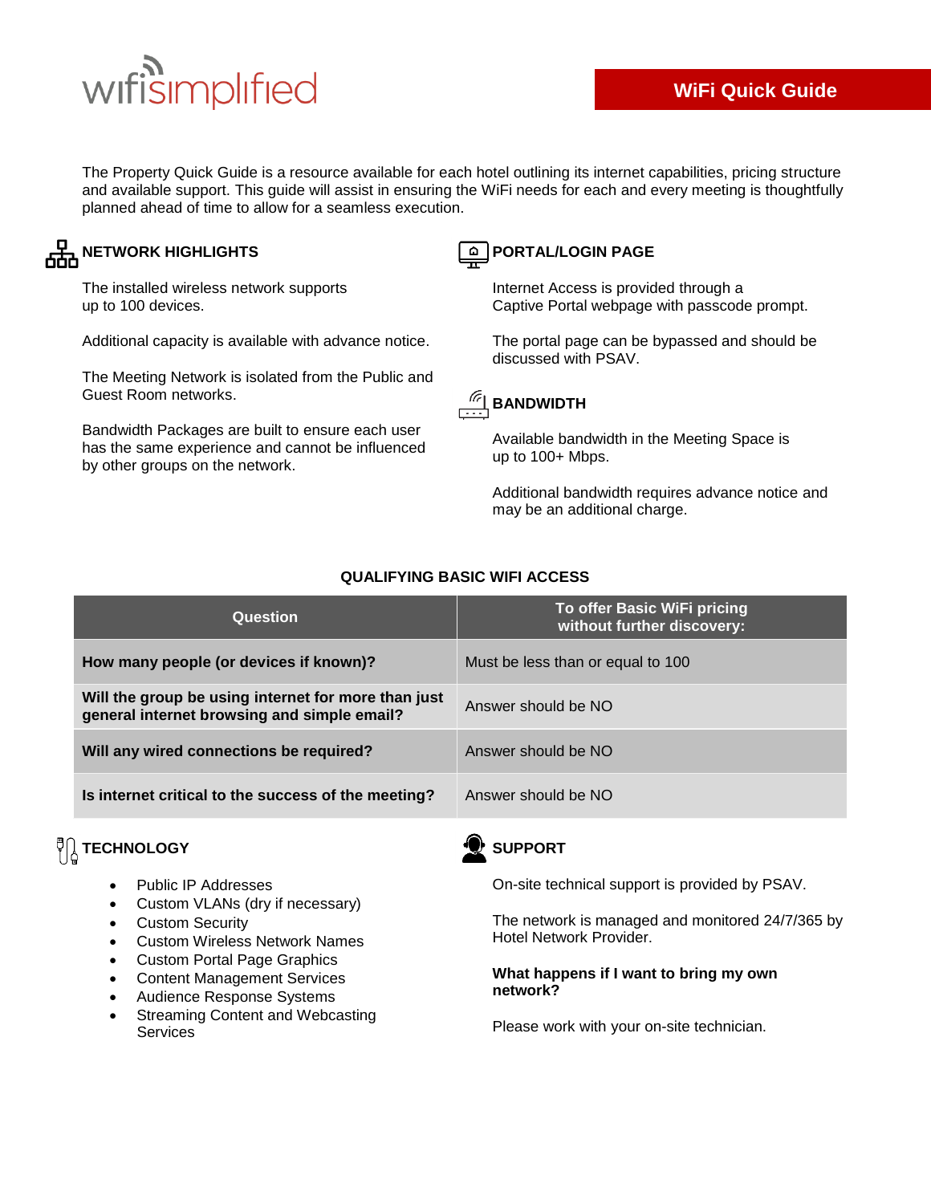wifisimplified

# WiFi Quick Guide

The Property Quick Guide is a resource available for each hotel outlining its internet capabilities, pricing structure and available support. This guide will assist in ensuring the WiFi needs for each and every meeting is thoughtfully planned ahead of time to allow for a seamless execution.

## NETWORK HIGHLIGHTS

The installed wireless network supports up to 100 devices.

Additional capacity is available with advance notice.

The Meeting Network is isolated from the Public and Guest Room networks.

Bandwidth Packages are built to ensure each user has the same experience and cannot be influenced by other groups on the network.

## PORTAL/LOGIN PAGE

Internet Access is provided through a Captive Portal webpage with passcode prompt.

The portal page can be bypassed and should be discussed with PSAV.

## BANDWIDTH

Available bandwidth in the Meeting Space is up to 100+ Mbps.

Additional bandwidth requires advance notice and may be an additional charge.

## QUALIFYING BASIC WIFI ACCESS

| Question | To offer Basic WiFi pricing without further discovery: |
|---|---|
| **How many people (or devices if known)?** | Must be less than or equal to 100 |
| **Will the group be using internet for more than just general internet browsing and simple email?** | Answer should be NO |
| **Will any wired connections be required?** | Answer should be NO |
| **Is internet critical to the success of the meeting?** | Answer should be NO |

## TECHNOLOGY

- Public IP Addresses
- Custom VLANs (dry if necessary)
- Custom Security
- Custom Wireless Network Names
- Custom Portal Page Graphics
- Content Management Services
- Audience Response Systems
- Streaming Content and Webcasting Services

## SUPPORT

On-site technical support is provided by PSAV.

The network is managed and monitored 24/7/365 by Hotel Network Provider.

**What happens if I want to bring my own network?**

Please work with your on-site technician.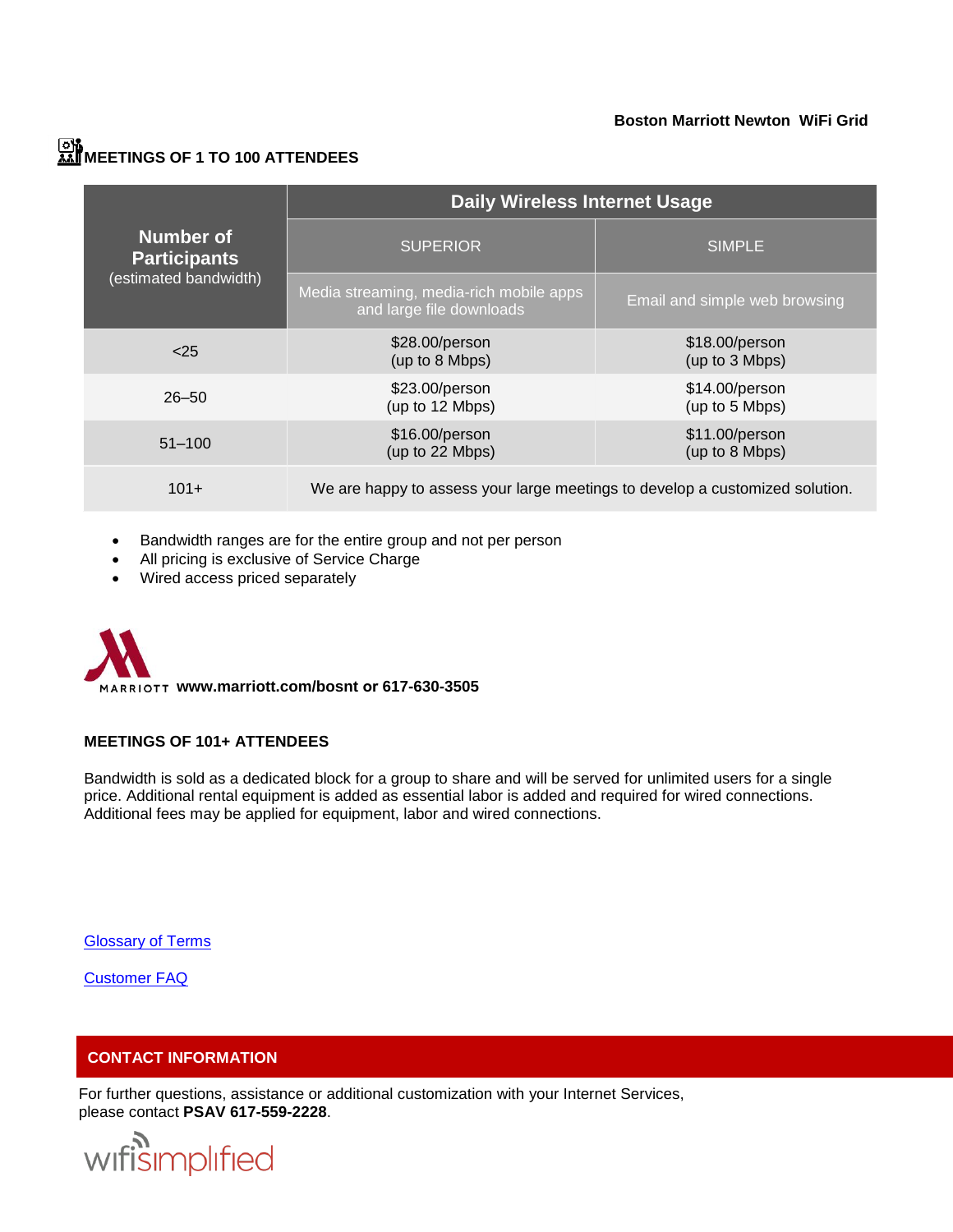**Boston Marriott Newton WiFi Grid**

## MEETINGS OF 1 TO 100 ATTENDEES

| Number of Participants (estimated bandwidth) | Daily Wireless Internet Usage | |
|---|---|---|
| | SUPERIOR | SIMPLE |
| | Media streaming, media-rich mobile apps and large file downloads | Email and simple web browsing |
| <25 | $28.00/person (up to 8 Mbps) | $18.00/person (up to 3 Mbps) |
| 26–50 | $23.00/person (up to 12 Mbps) | $14.00/person (up to 5 Mbps) |
| 51–100 | $16.00/person (up to 22 Mbps) | $11.00/person (up to 8 Mbps) |
| 101+ | We are happy to assess your large meetings to develop a customized solution. | |

- Bandwidth ranges are for the entire group and not per person
- All pricing is exclusive of Service Charge
- Wired access priced separately

MARRIOTT **www.marriott.com/bosnt or 617-630-3505**

## MEETINGS OF 101+ ATTENDEES

Bandwidth is sold as a dedicated block for a group to share and will be served for unlimited users for a single price. Additional rental equipment is added as essential labor is added and required for wired connections. Additional fees may be applied for equipment, labor and wired connections.

Glossary of Terms

Customer FAQ

## CONTACT INFORMATION

For further questions, assistance or additional customization with your Internet Services, please contact **PSAV 617-559-2228**.

wifisimplified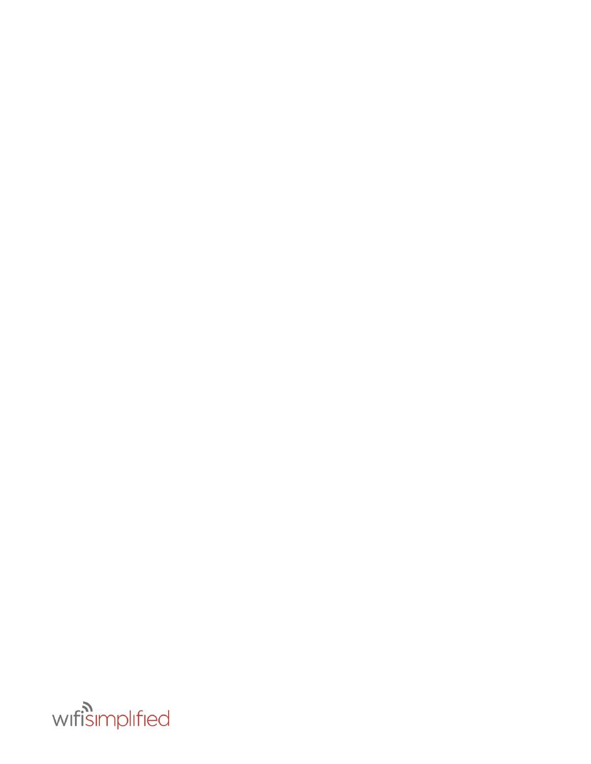wifisimplified